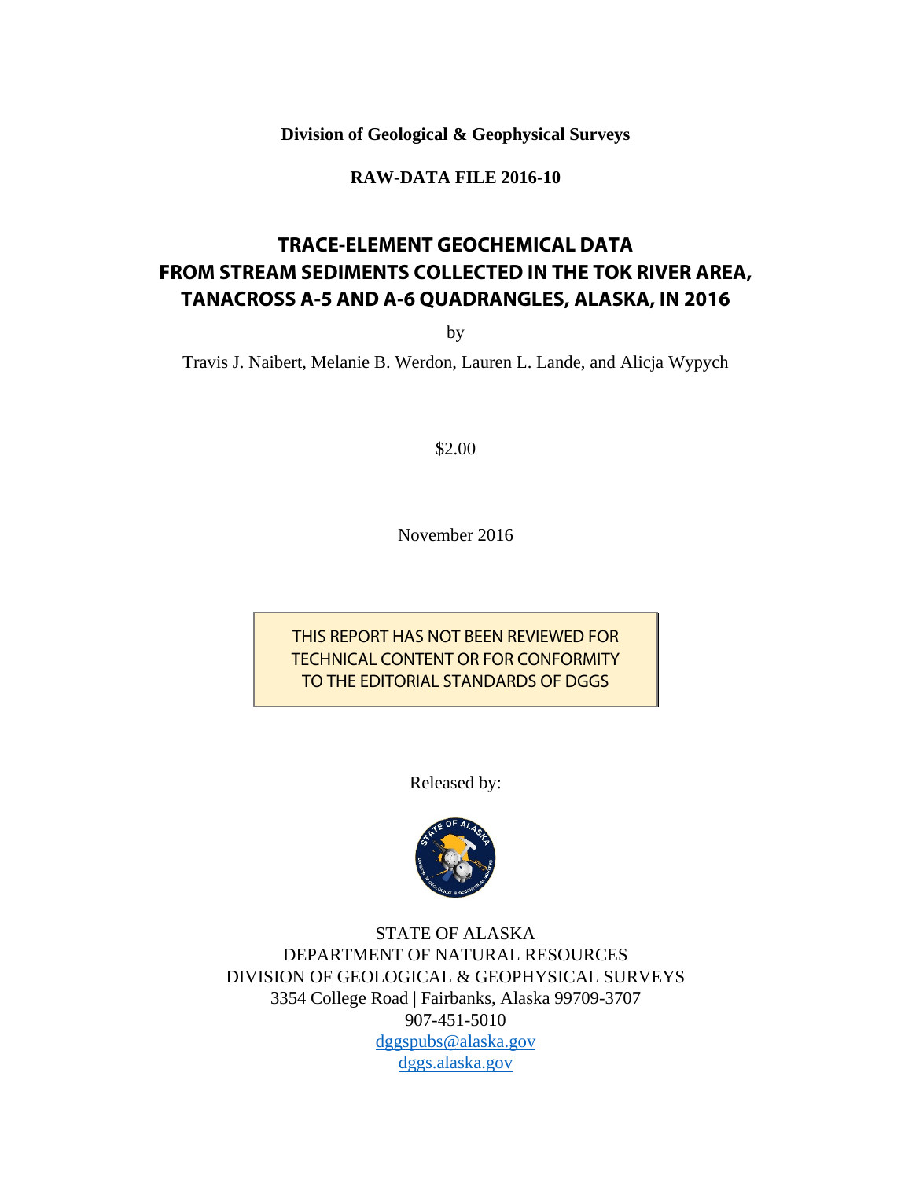**Division of Geological & Geophysical Surveys**

**RAW-DATA FILE 2016-10**

# TRACE-ELEMENT GEOCHEMICAL DATA FROM STREAM SEDIMENTS COLLECTED IN THE TOK RIVER AREA, TANACROSS A-5 AND A-6 QUADRANGLES, ALASKA, IN 2016

by

Travis J. Naibert, Melanie B. Werdon, Lauren L. Lande, and Alicja Wypych

$2.00

November 2016

THIS REPORT HAS NOT BEEN REVIEWED FOR TECHNICAL CONTENT OR FOR CONFORMITY TO THE EDITORIAL STANDARDS OF DGGS

Released by:

STATE OF ALASKA
DEPARTMENT OF NATURAL RESOURCES
DIVISION OF GEOLOGICAL & GEOPHYSICAL SURVEYS
3354 College Road | Fairbanks, Alaska 99709-3707
907-451-5010
dggspubs@alaska.gov
dggs.alaska.gov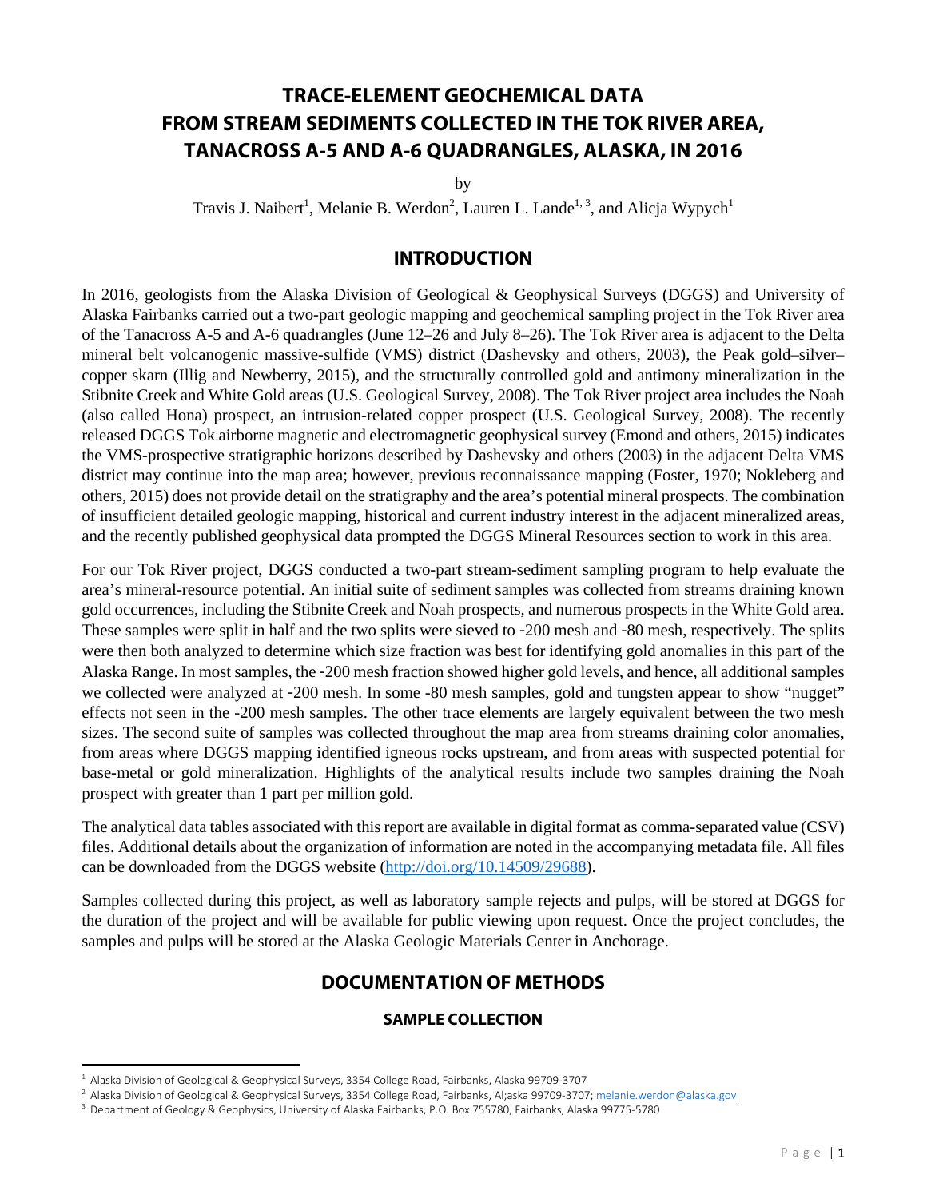# TRACE-ELEMENT GEOCHEMICAL DATA FROM STREAM SEDIMENTS COLLECTED IN THE TOK RIVER AREA, TANACROSS A-5 AND A-6 QUADRANGLES, ALASKA, IN 2016

by

Travis J. Naibert[1], Melanie B. Werdon[2], Lauren L. Lande[1, 3], and Alicja Wypych[1]

## INTRODUCTION

In 2016, geologists from the Alaska Division of Geological & Geophysical Surveys (DGGS) and University of Alaska Fairbanks carried out a two-part geologic mapping and geochemical sampling project in the Tok River area of the Tanacross A-5 and A-6 quadrangles (June 12–26 and July 8–26). The Tok River area is adjacent to the Delta mineral belt volcanogenic massive-sulfide (VMS) district (Dashevsky and others, 2003), the Peak gold–silver–copper skarn (Illig and Newberry, 2015), and the structurally controlled gold and antimony mineralization in the Stibnite Creek and White Gold areas (U.S. Geological Survey, 2008). The Tok River project area includes the Noah (also called Hona) prospect, an intrusion-related copper prospect (U.S. Geological Survey, 2008). The recently released DGGS Tok airborne magnetic and electromagnetic geophysical survey (Emond and others, 2015) indicates the VMS-prospective stratigraphic horizons described by Dashevsky and others (2003) in the adjacent Delta VMS district may continue into the map area; however, previous reconnaissance mapping (Foster, 1970; Nokleberg and others, 2015) does not provide detail on the stratigraphy and the area's potential mineral prospects. The combination of insufficient detailed geologic mapping, historical and current industry interest in the adjacent mineralized areas, and the recently published geophysical data prompted the DGGS Mineral Resources section to work in this area.

For our Tok River project, DGGS conducted a two-part stream-sediment sampling program to help evaluate the area's mineral-resource potential. An initial suite of sediment samples was collected from streams draining known gold occurrences, including the Stibnite Creek and Noah prospects, and numerous prospects in the White Gold area. These samples were split in half and the two splits were sieved to -200 mesh and -80 mesh, respectively. The splits were then both analyzed to determine which size fraction was best for identifying gold anomalies in this part of the Alaska Range. In most samples, the -200 mesh fraction showed higher gold levels, and hence, all additional samples we collected were analyzed at -200 mesh. In some -80 mesh samples, gold and tungsten appear to show "nugget" effects not seen in the -200 mesh samples. The other trace elements are largely equivalent between the two mesh sizes. The second suite of samples was collected throughout the map area from streams draining color anomalies, from areas where DGGS mapping identified igneous rocks upstream, and from areas with suspected potential for base-metal or gold mineralization. Highlights of the analytical results include two samples draining the Noah prospect with greater than 1 part per million gold.

The analytical data tables associated with this report are available in digital format as comma-separated value (CSV) files. Additional details about the organization of information are noted in the accompanying metadata file. All files can be downloaded from the DGGS website (http://doi.org/10.14509/29688).

Samples collected during this project, as well as laboratory sample rejects and pulps, will be stored at DGGS for the duration of the project and will be available for public viewing upon request. Once the project concludes, the samples and pulps will be stored at the Alaska Geologic Materials Center in Anchorage.

## DOCUMENTATION OF METHODS

### SAMPLE COLLECTION

---

[1] Alaska Division of Geological & Geophysical Surveys, 3354 College Road, Fairbanks, Alaska 99709-3707

[2] Alaska Division of Geological & Geophysical Surveys, 3354 College Road, Fairbanks, Al;aska 99709-3707; melanie.werdon@alaska.gov

[3] Department of Geology & Geophysics, University of Alaska Fairbanks, P.O. Box 755780, Fairbanks, Alaska 99775-5780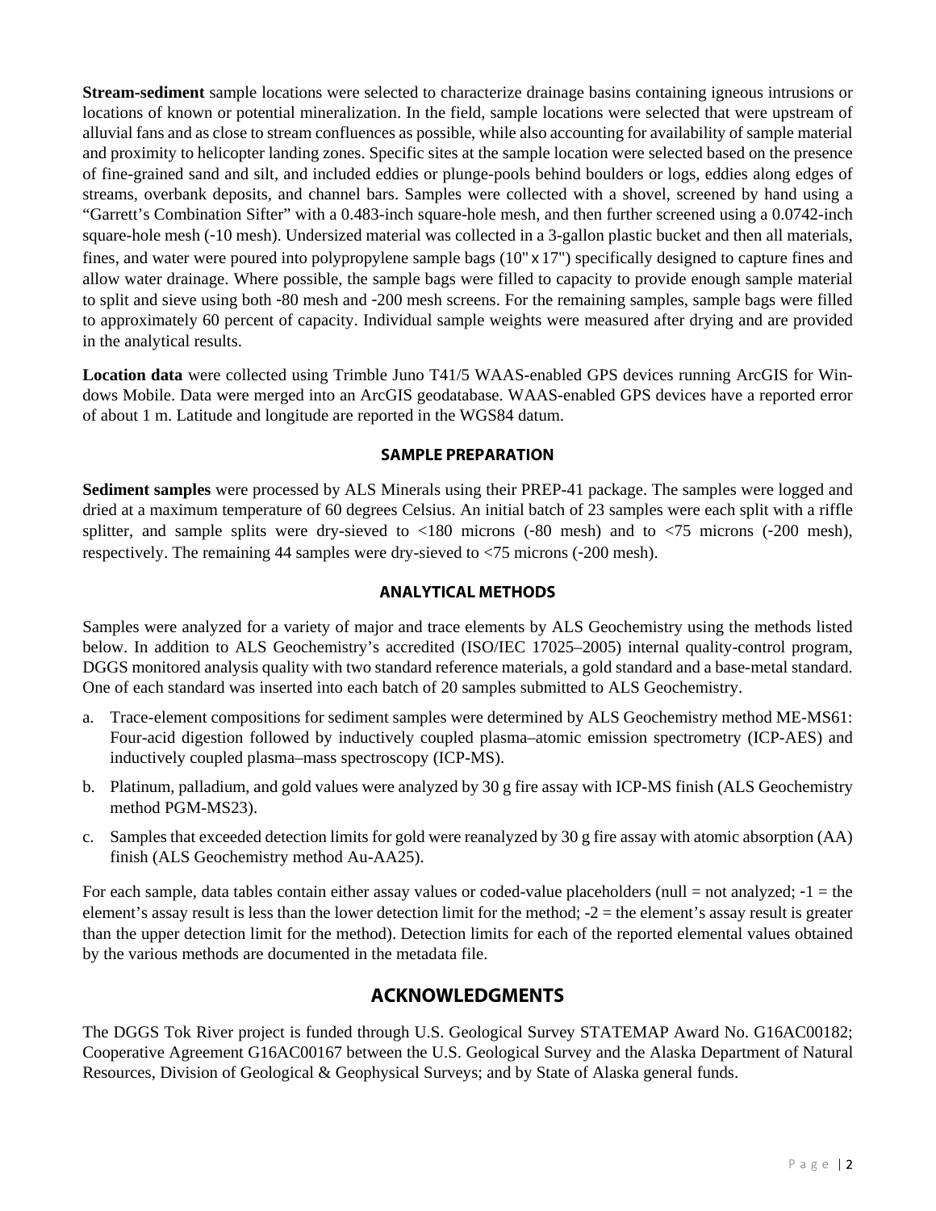**Stream-sediment** sample locations were selected to characterize drainage basins containing igneous intrusions or locations of known or potential mineralization. In the field, sample locations were selected that were upstream of alluvial fans and as close to stream confluences as possible, while also accounting for availability of sample material and proximity to helicopter landing zones. Specific sites at the sample location were selected based on the presence of fine-grained sand and silt, and included eddies or plunge-pools behind boulders or logs, eddies along edges of streams, overbank deposits, and channel bars. Samples were collected with a shovel, screened by hand using a "Garrett's Combination Sifter" with a 0.483-inch square-hole mesh, and then further screened using a 0.0742-inch square-hole mesh (-10 mesh). Undersized material was collected in a 3-gallon plastic bucket and then all materials, fines, and water were poured into polypropylene sample bags (10" x 17") specifically designed to capture fines and allow water drainage. Where possible, the sample bags were filled to capacity to provide enough sample material to split and sieve using both -80 mesh and -200 mesh screens. For the remaining samples, sample bags were filled to approximately 60 percent of capacity. Individual sample weights were measured after drying and are provided in the analytical results.

**Location data** were collected using Trimble Juno T41/5 WAAS-enabled GPS devices running ArcGIS for Windows Mobile. Data were merged into an ArcGIS geodatabase. WAAS-enabled GPS devices have a reported error of about 1 m. Latitude and longitude are reported in the WGS84 datum.

### SAMPLE PREPARATION

**Sediment samples** were processed by ALS Minerals using their PREP-41 package. The samples were logged and dried at a maximum temperature of 60 degrees Celsius. An initial batch of 23 samples were each split with a riffle splitter, and sample splits were dry-sieved to <180 microns (-80 mesh) and to <75 microns (-200 mesh), respectively. The remaining 44 samples were dry-sieved to <75 microns (-200 mesh).

### ANALYTICAL METHODS

Samples were analyzed for a variety of major and trace elements by ALS Geochemistry using the methods listed below. In addition to ALS Geochemistry's accredited (ISO/IEC 17025–2005) internal quality-control program, DGGS monitored analysis quality with two standard reference materials, a gold standard and a base-metal standard. One of each standard was inserted into each batch of 20 samples submitted to ALS Geochemistry.

a. Trace-element compositions for sediment samples were determined by ALS Geochemistry method ME-MS61: Four-acid digestion followed by inductively coupled plasma–atomic emission spectrometry (ICP-AES) and inductively coupled plasma–mass spectroscopy (ICP-MS).
b. Platinum, palladium, and gold values were analyzed by 30 g fire assay with ICP-MS finish (ALS Geochemistry method PGM-MS23).
c. Samples that exceeded detection limits for gold were reanalyzed by 30 g fire assay with atomic absorption (AA) finish (ALS Geochemistry method Au-AA25).

For each sample, data tables contain either assay values or coded-value placeholders (null = not analyzed; -1 = the element's assay result is less than the lower detection limit for the method; -2 = the element's assay result is greater than the upper detection limit for the method). Detection limits for each of the reported elemental values obtained by the various methods are documented in the metadata file.

## ACKNOWLEDGMENTS

The DGGS Tok River project is funded through U.S. Geological Survey STATEMAP Award No. G16AC00182; Cooperative Agreement G16AC00167 between the U.S. Geological Survey and the Alaska Department of Natural Resources, Division of Geological & Geophysical Surveys; and by State of Alaska general funds.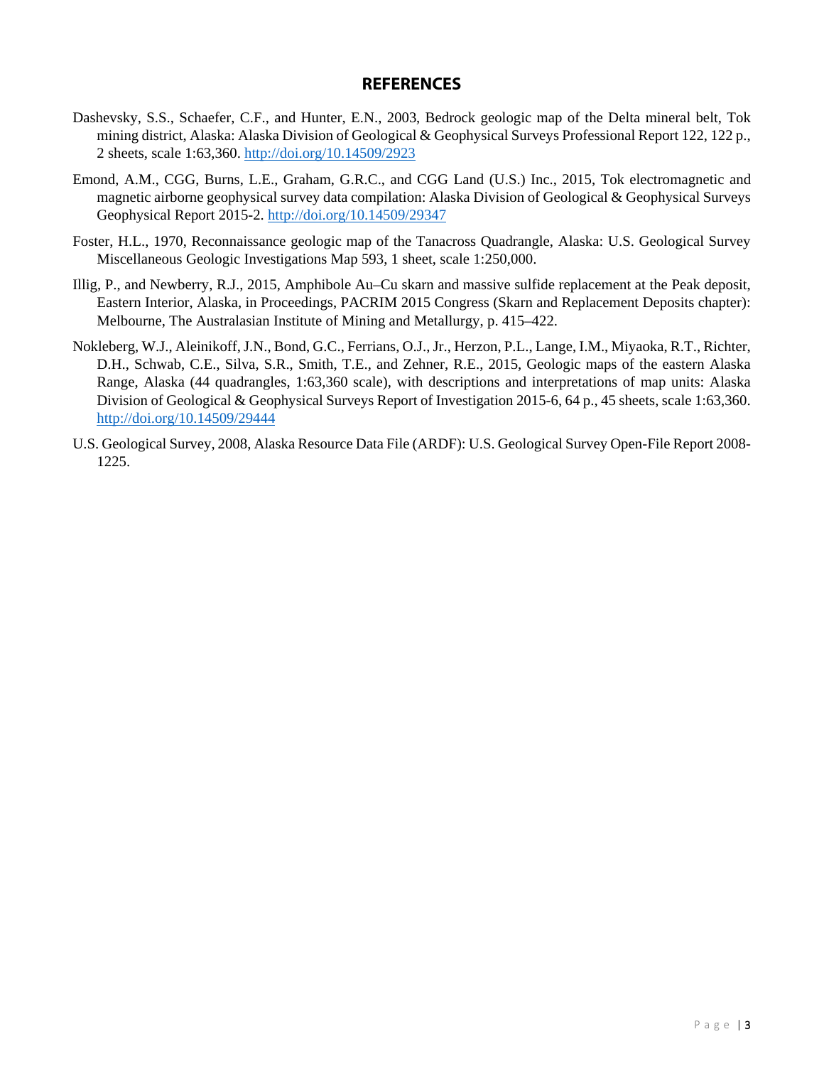## REFERENCES

Dashevsky, S.S., Schaefer, C.F., and Hunter, E.N., 2003, Bedrock geologic map of the Delta mineral belt, Tok mining district, Alaska: Alaska Division of Geological & Geophysical Surveys Professional Report 122, 122 p., 2 sheets, scale 1:63,360. http://doi.org/10.14509/2923

Emond, A.M., CGG, Burns, L.E., Graham, G.R.C., and CGG Land (U.S.) Inc., 2015, Tok electromagnetic and magnetic airborne geophysical survey data compilation: Alaska Division of Geological & Geophysical Surveys Geophysical Report 2015-2. http://doi.org/10.14509/29347

Foster, H.L., 1970, Reconnaissance geologic map of the Tanacross Quadrangle, Alaska: U.S. Geological Survey Miscellaneous Geologic Investigations Map 593, 1 sheet, scale 1:250,000.

Illig, P., and Newberry, R.J., 2015, Amphibole Au–Cu skarn and massive sulfide replacement at the Peak deposit, Eastern Interior, Alaska, in Proceedings, PACRIM 2015 Congress (Skarn and Replacement Deposits chapter): Melbourne, The Australasian Institute of Mining and Metallurgy, p. 415–422.

Nokleberg, W.J., Aleinikoff, J.N., Bond, G.C., Ferrians, O.J., Jr., Herzon, P.L., Lange, I.M., Miyaoka, R.T., Richter, D.H., Schwab, C.E., Silva, S.R., Smith, T.E., and Zehner, R.E., 2015, Geologic maps of the eastern Alaska Range, Alaska (44 quadrangles, 1:63,360 scale), with descriptions and interpretations of map units: Alaska Division of Geological & Geophysical Surveys Report of Investigation 2015-6, 64 p., 45 sheets, scale 1:63,360. http://doi.org/10.14509/29444

U.S. Geological Survey, 2008, Alaska Resource Data File (ARDF): U.S. Geological Survey Open-File Report 2008-1225.